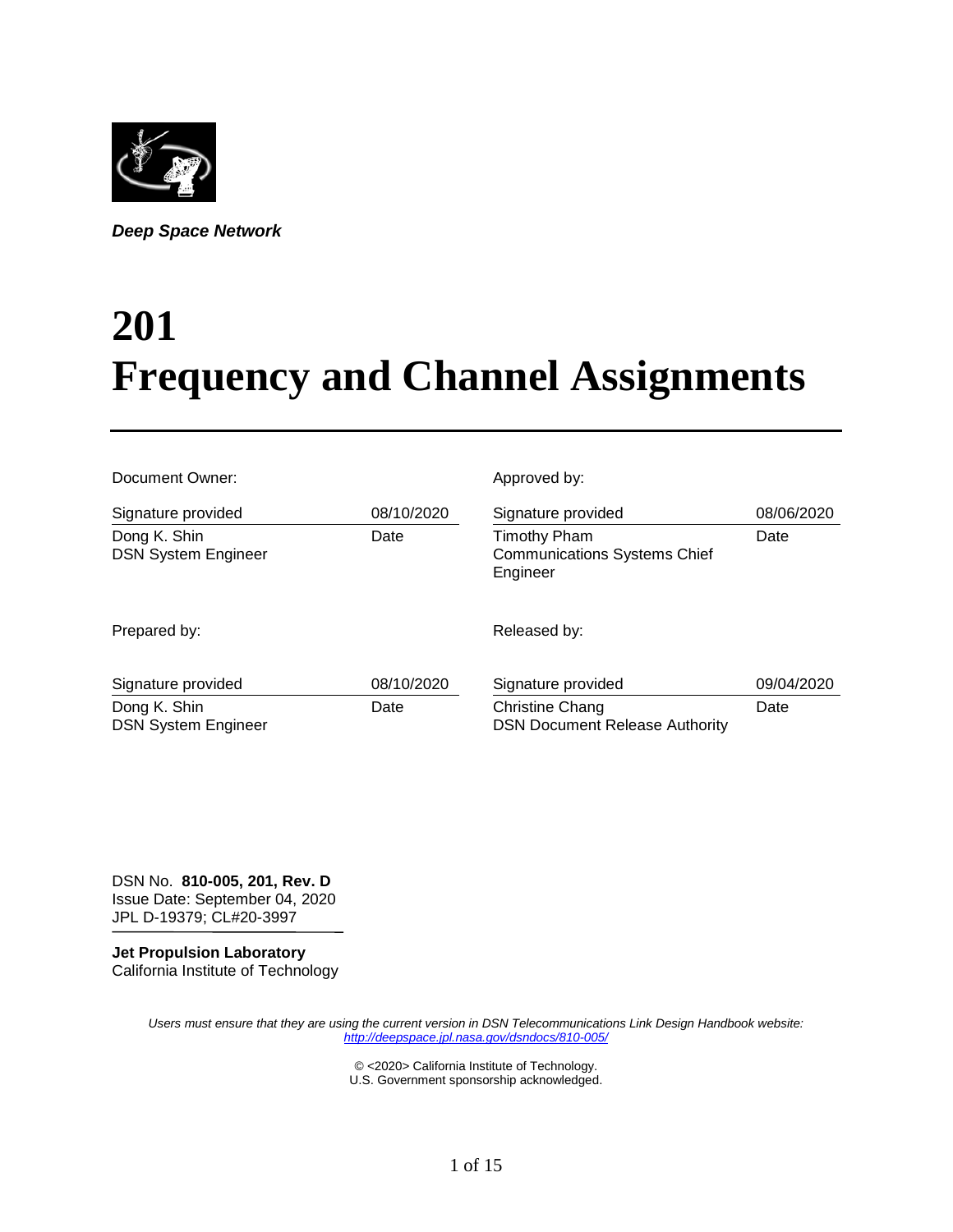***Deep Space Network***

# 201
# Frequency and Channel Assignments

| | | | |
|---|---|---|---|
| Document Owner: | | Approved by: | |
| Signature provided | 08/10/2020 | Signature provided | 08/06/2020 |
| Dong K. Shin<br>DSN System Engineer | Date | Timothy Pham<br>Communications Systems Chief Engineer | Date |
| Prepared by: | | Released by: | |
| Signature provided | 08/10/2020 | Signature provided | 09/04/2020 |
| Dong K. Shin<br>DSN System Engineer | Date | Christine Chang<br>DSN Document Release Authority | Date |

DSN No. **810-005, 201, Rev. D**
Issue Date: September 04, 2020
JPL D-19379; CL#20-3997

**Jet Propulsion Laboratory**
California Institute of Technology

*Users must ensure that they are using the current version in DSN Telecommunications Link Design Handbook website:* *http://deepspace.jpl.nasa.gov/dsndocs/810-005/*

© <2020> California Institute of Technology.
U.S. Government sponsorship acknowledged.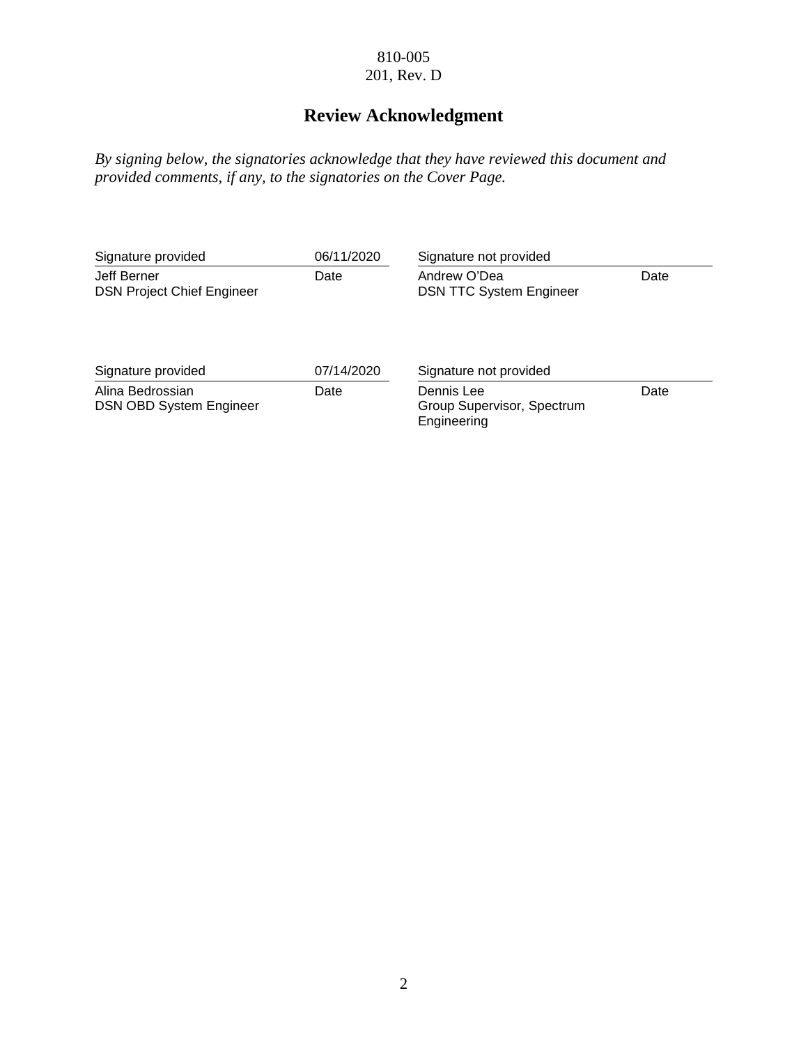# Review Acknowledgment

*By signing below, the signatories acknowledge that they have reviewed this document and provided comments, if any, to the signatories on the Cover Page.*

| | | | |
|---|---|---|---|
| Signature provided | 06/11/2020 | Signature not provided | |
| Jeff Berner<br>DSN Project Chief Engineer | Date | Andrew O'Dea<br>DSN TTC System Engineer | Date |
| Signature provided | 07/14/2020 | Signature not provided | |
| Alina Bedrossian<br>DSN OBD System Engineer | Date | Dennis Lee<br>Group Supervisor, Spectrum Engineering | Date |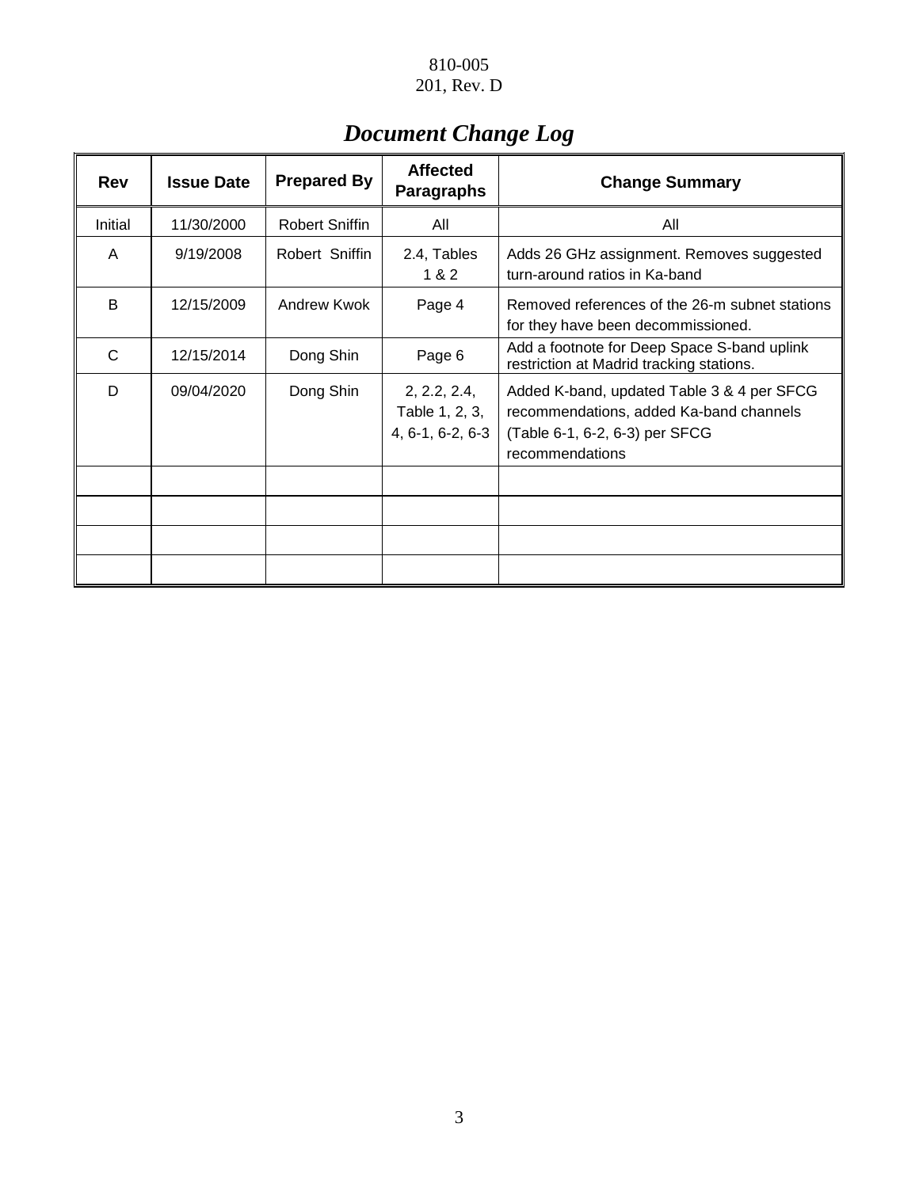# *Document Change Log*

| Rev | Issue Date | Prepared By | Affected Paragraphs | Change Summary |
|---|---|---|---|---|
| Initial | 11/30/2000 | Robert Sniffin | All | All |
| A | 9/19/2008 | Robert Sniffin | 2.4, Tables 1 & 2 | Adds 26 GHz assignment. Removes suggested turn-around ratios in Ka-band |
| B | 12/15/2009 | Andrew Kwok | Page 4 | Removed references of the 26-m subnet stations for they have been decommissioned. |
| C | 12/15/2014 | Dong Shin | Page 6 | Add a footnote for Deep Space S-band uplink restriction at Madrid tracking stations. |
| D | 09/04/2020 | Dong Shin | 2, 2.2, 2.4, Table 1, 2, 3, 4, 6-1, 6-2, 6-3 | Added K-band, updated Table 3 & 4 per SFCG recommendations, added Ka-band channels (Table 6-1, 6-2, 6-3) per SFCG recommendations |
| | | | | |
| | | | | |
| | | | | |
| | | | | |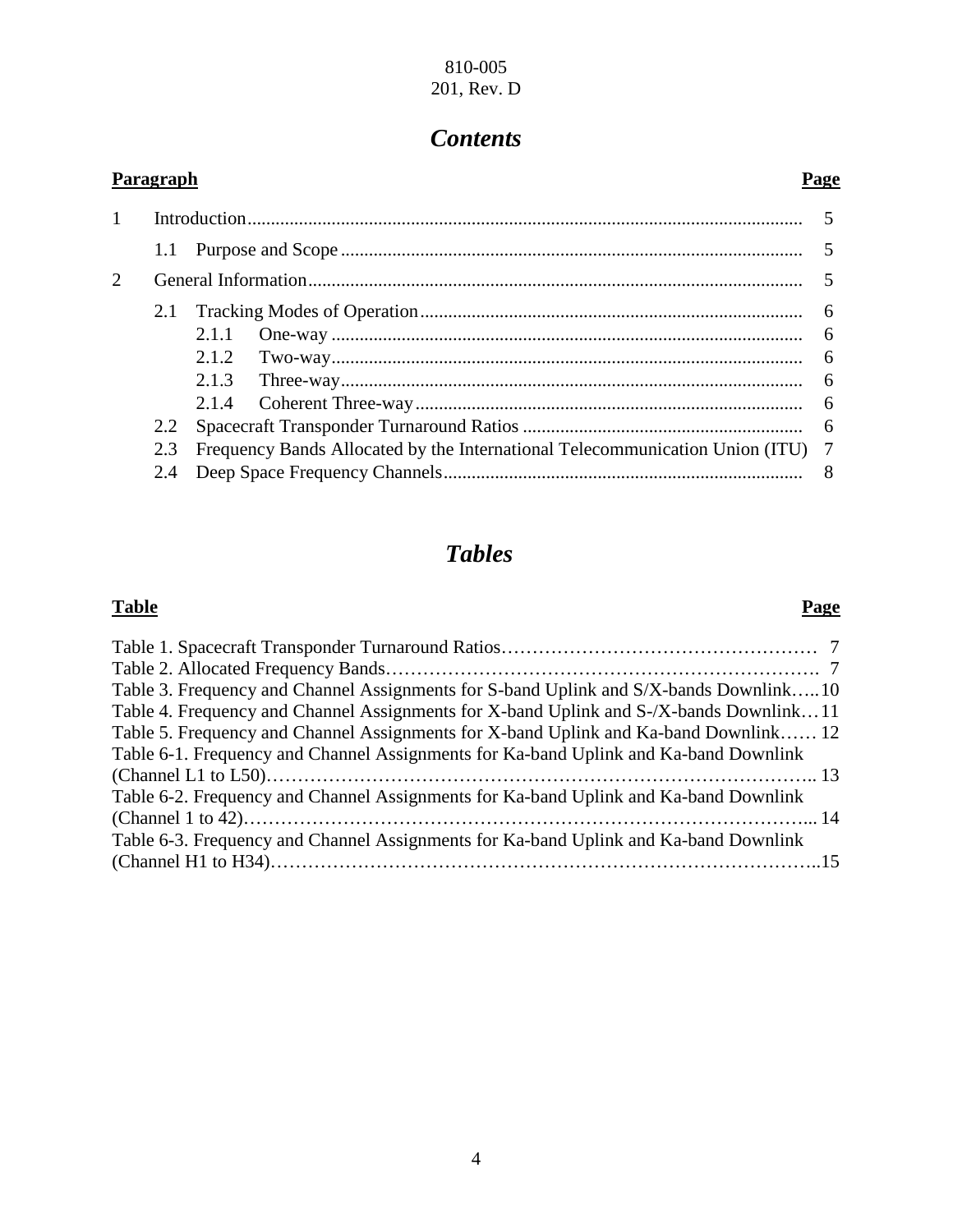# Contents

| Paragraph | | | | Page |
|---|---|---|---|---|
| 1 | Introduction | | | 5 |
| | 1.1 | Purpose and Scope | | 5 |
| 2 | General Information | | | 5 |
| | 2.1 | Tracking Modes of Operation | | 6 |
| | | 2.1.1 | One-way | 6 |
| | | 2.1.2 | Two-way | 6 |
| | | 2.1.3 | Three-way | 6 |
| | | 2.1.4 | Coherent Three-way | 6 |
| | 2.2 | Spacecraft Transponder Turnaround Ratios | | 6 |
| | 2.3 | Frequency Bands Allocated by the International Telecommunication Union (ITU) | | 7 |
| | 2.4 | Deep Space Frequency Channels | | 8 |

# Tables

| Table | Page |
|---|---|
| Table 1. Spacecraft Transponder Turnaround Ratios | 7 |
| Table 2. Allocated Frequency Bands | 7 |
| Table 3. Frequency and Channel Assignments for S-band Uplink and S/X-bands Downlink | 10 |
| Table 4. Frequency and Channel Assignments for X-band Uplink and S-/X-bands Downlink | 11 |
| Table 5. Frequency and Channel Assignments for X-band Uplink and Ka-band Downlink | 12 |
| Table 6-1. Frequency and Channel Assignments for Ka-band Uplink and Ka-band Downlink (Channel L1 to L50) | 13 |
| Table 6-2. Frequency and Channel Assignments for Ka-band Uplink and Ka-band Downlink (Channel 1 to 42) | 14 |
| Table 6-3. Frequency and Channel Assignments for Ka-band Uplink and Ka-band Downlink (Channel H1 to H34) | 15 |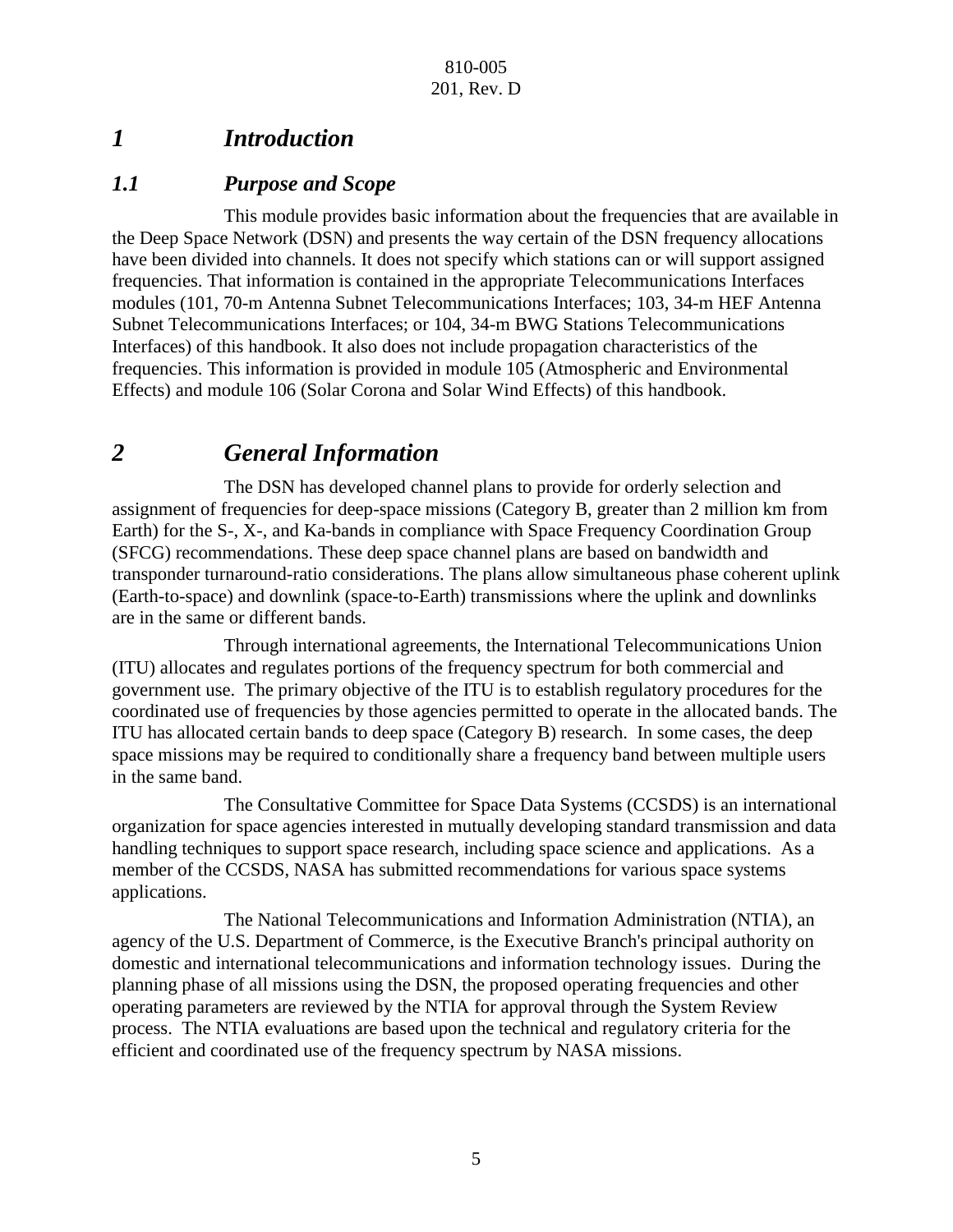# *1 Introduction*

## *1.1 Purpose and Scope*

This module provides basic information about the frequencies that are available in the Deep Space Network (DSN) and presents the way certain of the DSN frequency allocations have been divided into channels. It does not specify which stations can or will support assigned frequencies. That information is contained in the appropriate Telecommunications Interfaces modules (101, 70-m Antenna Subnet Telecommunications Interfaces; 103, 34-m HEF Antenna Subnet Telecommunications Interfaces; or 104, 34-m BWG Stations Telecommunications Interfaces) of this handbook. It also does not include propagation characteristics of the frequencies. This information is provided in module 105 (Atmospheric and Environmental Effects) and module 106 (Solar Corona and Solar Wind Effects) of this handbook.

# *2 General Information*

The DSN has developed channel plans to provide for orderly selection and assignment of frequencies for deep-space missions (Category B, greater than 2 million km from Earth) for the S-, X-, and Ka-bands in compliance with Space Frequency Coordination Group (SFCG) recommendations. These deep space channel plans are based on bandwidth and transponder turnaround-ratio considerations. The plans allow simultaneous phase coherent uplink (Earth-to-space) and downlink (space-to-Earth) transmissions where the uplink and downlinks are in the same or different bands.

Through international agreements, the International Telecommunications Union (ITU) allocates and regulates portions of the frequency spectrum for both commercial and government use. The primary objective of the ITU is to establish regulatory procedures for the coordinated use of frequencies by those agencies permitted to operate in the allocated bands. The ITU has allocated certain bands to deep space (Category B) research. In some cases, the deep space missions may be required to conditionally share a frequency band between multiple users in the same band.

The Consultative Committee for Space Data Systems (CCSDS) is an international organization for space agencies interested in mutually developing standard transmission and data handling techniques to support space research, including space science and applications. As a member of the CCSDS, NASA has submitted recommendations for various space systems applications.

The National Telecommunications and Information Administration (NTIA), an agency of the U.S. Department of Commerce, is the Executive Branch's principal authority on domestic and international telecommunications and information technology issues. During the planning phase of all missions using the DSN, the proposed operating frequencies and other operating parameters are reviewed by the NTIA for approval through the System Review process. The NTIA evaluations are based upon the technical and regulatory criteria for the efficient and coordinated use of the frequency spectrum by NASA missions.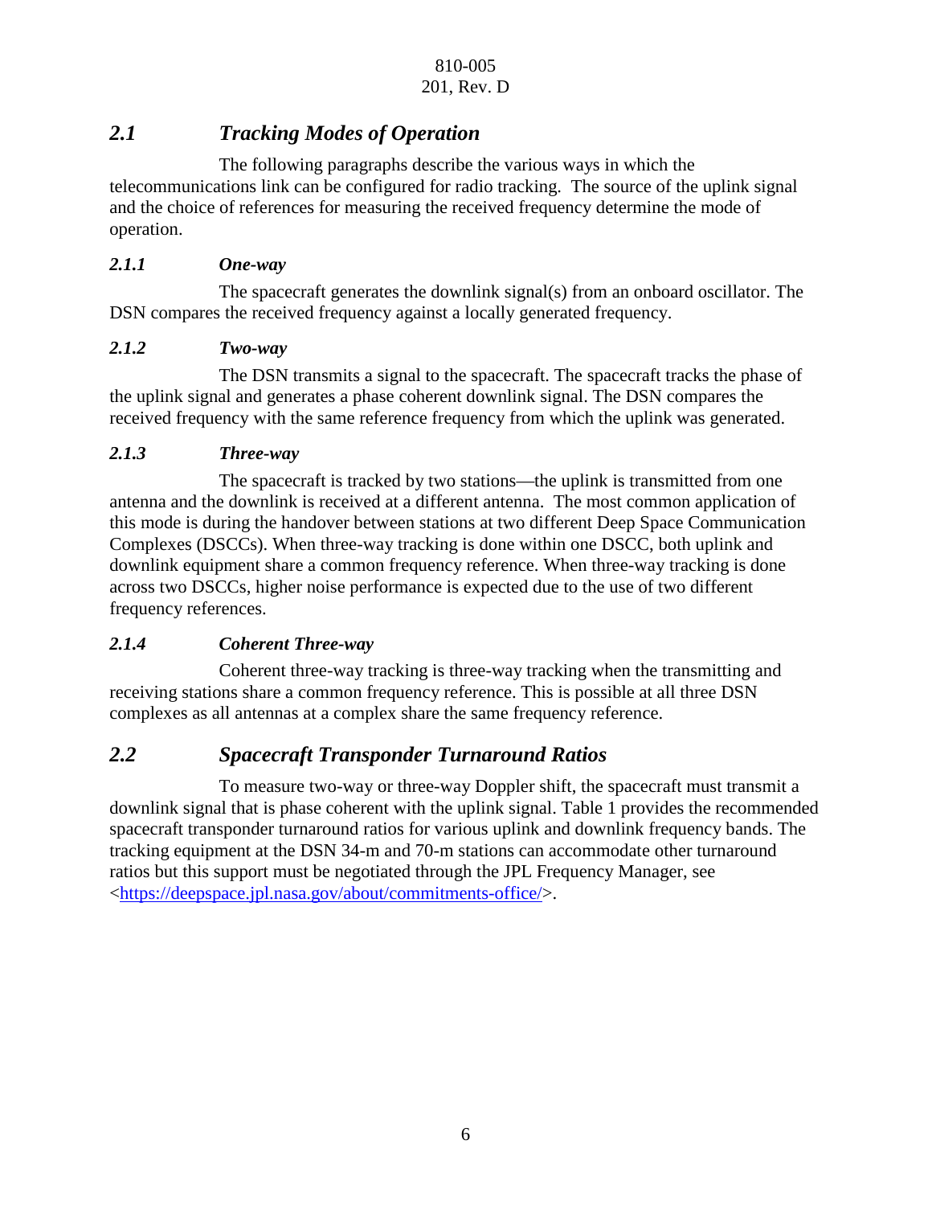## *2.1 Tracking Modes of Operation*

The following paragraphs describe the various ways in which the telecommunications link can be configured for radio tracking. The source of the uplink signal and the choice of references for measuring the received frequency determine the mode of operation.

### *2.1.1 One-way*

The spacecraft generates the downlink signal(s) from an onboard oscillator. The DSN compares the received frequency against a locally generated frequency.

### *2.1.2 Two-way*

The DSN transmits a signal to the spacecraft. The spacecraft tracks the phase of the uplink signal and generates a phase coherent downlink signal. The DSN compares the received frequency with the same reference frequency from which the uplink was generated.

### *2.1.3 Three-way*

The spacecraft is tracked by two stations—the uplink is transmitted from one antenna and the downlink is received at a different antenna. The most common application of this mode is during the handover between stations at two different Deep Space Communication Complexes (DSCCs). When three-way tracking is done within one DSCC, both uplink and downlink equipment share a common frequency reference. When three-way tracking is done across two DSCCs, higher noise performance is expected due to the use of two different frequency references.

### *2.1.4 Coherent Three-way*

Coherent three-way tracking is three-way tracking when the transmitting and receiving stations share a common frequency reference. This is possible at all three DSN complexes as all antennas at a complex share the same frequency reference.

## *2.2 Spacecraft Transponder Turnaround Ratios*

To measure two-way or three-way Doppler shift, the spacecraft must transmit a downlink signal that is phase coherent with the uplink signal. Table 1 provides the recommended spacecraft transponder turnaround ratios for various uplink and downlink frequency bands. The tracking equipment at the DSN 34-m and 70-m stations can accommodate other turnaround ratios but this support must be negotiated through the JPL Frequency Manager, see <https://deepspace.jpl.nasa.gov/about/commitments-office/>.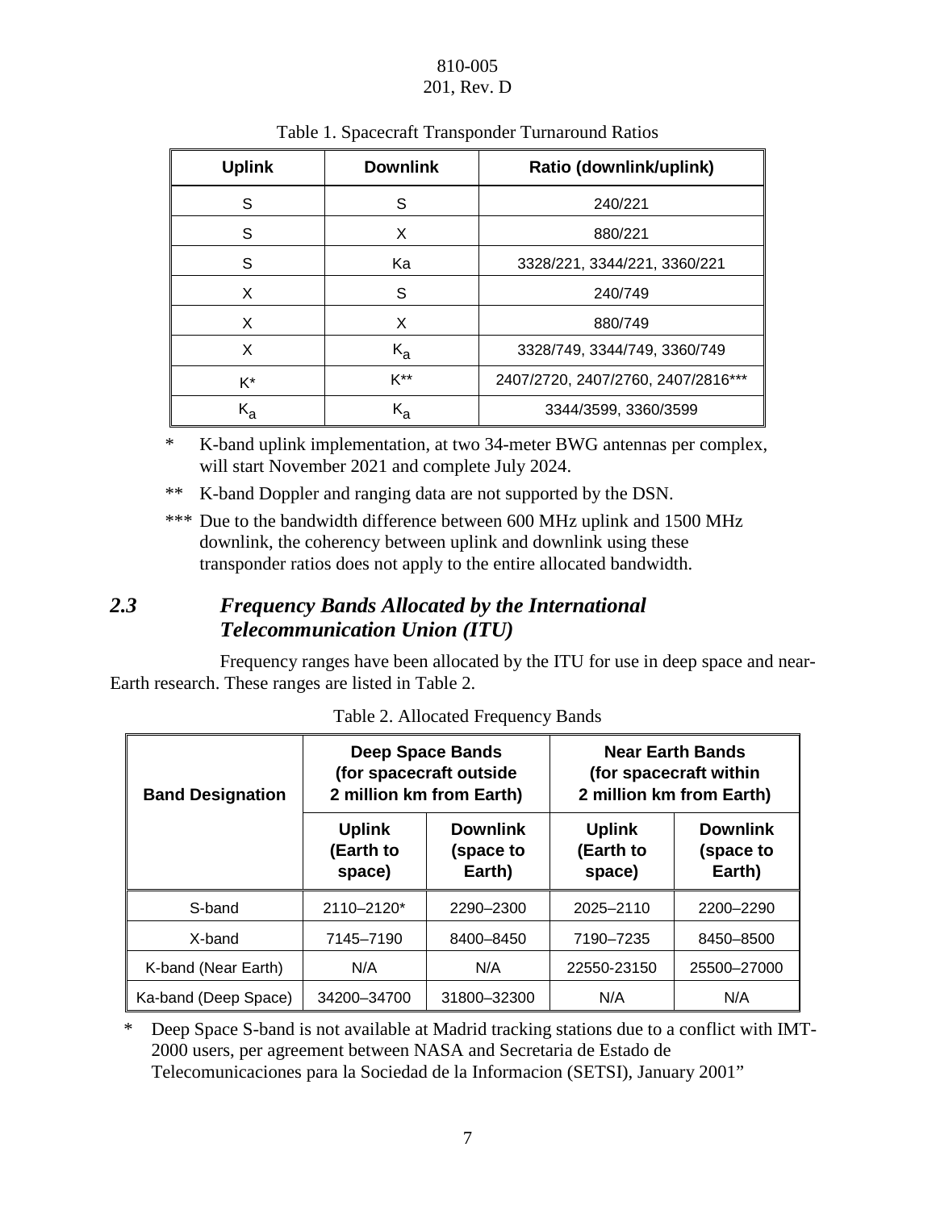Table 1. Spacecraft Transponder Turnaround Ratios

| Uplink | Downlink | Ratio (downlink/uplink) |
|---|---|---|
| S | S | 240/221 |
| S | X | 880/221 |
| S | Ka | 3328/221, 3344/221, 3360/221 |
| X | S | 240/749 |
| X | X | 880/749 |
| X | $K_a$ | 3328/749, 3344/749, 3360/749 |
| K* | K** | 2407/2720, 2407/2760, 2407/2816*** |
| $K_a$ | $K_a$ | 3344/3599, 3360/3599 |

\* K-band uplink implementation, at two 34-meter BWG antennas per complex, will start November 2021 and complete July 2024.

\*\* K-band Doppler and ranging data are not supported by the DSN.

\*\*\* Due to the bandwidth difference between 600 MHz uplink and 1500 MHz downlink, the coherency between uplink and downlink using these transponder ratios does not apply to the entire allocated bandwidth.

## *2.3 Frequency Bands Allocated by the International Telecommunication Union (ITU)*

Frequency ranges have been allocated by the ITU for use in deep space and near-Earth research. These ranges are listed in Table 2.

Table 2. Allocated Frequency Bands

| Band Designation | Deep Space Bands (for spacecraft outside 2 million km from Earth) | | Near Earth Bands (for spacecraft within 2 million km from Earth) | |
|---|---|---|---|---|
| | Uplink (Earth to space) | Downlink (space to Earth) | Uplink (Earth to space) | Downlink (space to Earth) |
| S-band | 2110–2120* | 2290–2300 | 2025–2110 | 2200–2290 |
| X-band | 7145–7190 | 8400–8450 | 7190–7235 | 8450–8500 |
| K-band (Near Earth) | N/A | N/A | 22550-23150 | 25500–27000 |
| Ka-band (Deep Space) | 34200–34700 | 31800–32300 | N/A | N/A |

\* Deep Space S-band is not available at Madrid tracking stations due to a conflict with IMT-2000 users, per agreement between NASA and Secretaria de Estado de Telecomunicaciones para la Sociedad de la Informacion (SETSI), January 2001"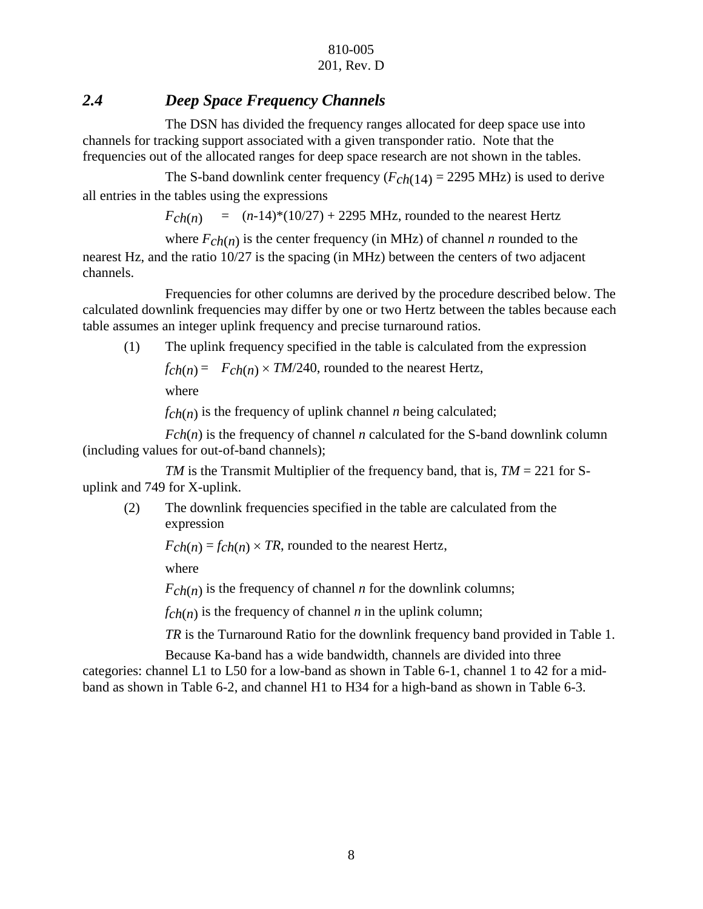## *2.4 Deep Space Frequency Channels*

The DSN has divided the frequency ranges allocated for deep space use into channels for tracking support associated with a given transponder ratio. Note that the frequencies out of the allocated ranges for deep space research are not shown in the tables.

The S-band downlink center frequency ($F_{ch(14)}$ = 2295 MHz) is used to derive all entries in the tables using the expressions

$F_{ch(n)}$ = $(n$-14)*(10/27) + 2295 MHz, rounded to the nearest Hertz

where $F_{ch(n)}$ is the center frequency (in MHz) of channel *n* rounded to the nearest Hz, and the ratio 10/27 is the spacing (in MHz) between the centers of two adjacent channels.

Frequencies for other columns are derived by the procedure described below. The calculated downlink frequencies may differ by one or two Hertz between the tables because each table assumes an integer uplink frequency and precise turnaround ratios.

(1) The uplink frequency specified in the table is calculated from the expression

$f_{ch(n)} = F_{ch(n)} \times TM/240$, rounded to the nearest Hertz,

where

$f_{ch(n)}$ is the frequency of uplink channel *n* being calculated;

$Fch(n)$ is the frequency of channel *n* calculated for the S-band downlink column (including values for out-of-band channels);

*TM* is the Transmit Multiplier of the frequency band, that is, *TM* = 221 for S-uplink and 749 for X-uplink.

(2) The downlink frequencies specified in the table are calculated from the expression

$F_{ch(n)} = f_{ch(n)} \times TR$, rounded to the nearest Hertz,

where

$F_{ch(n)}$ is the frequency of channel *n* for the downlink columns;

$f_{ch(n)}$ is the frequency of channel *n* in the uplink column;

*TR* is the Turnaround Ratio for the downlink frequency band provided in Table 1.

Because Ka-band has a wide bandwidth, channels are divided into three categories: channel L1 to L50 for a low-band as shown in Table 6-1, channel 1 to 42 for a mid-band as shown in Table 6-2, and channel H1 to H34 for a high-band as shown in Table 6-3.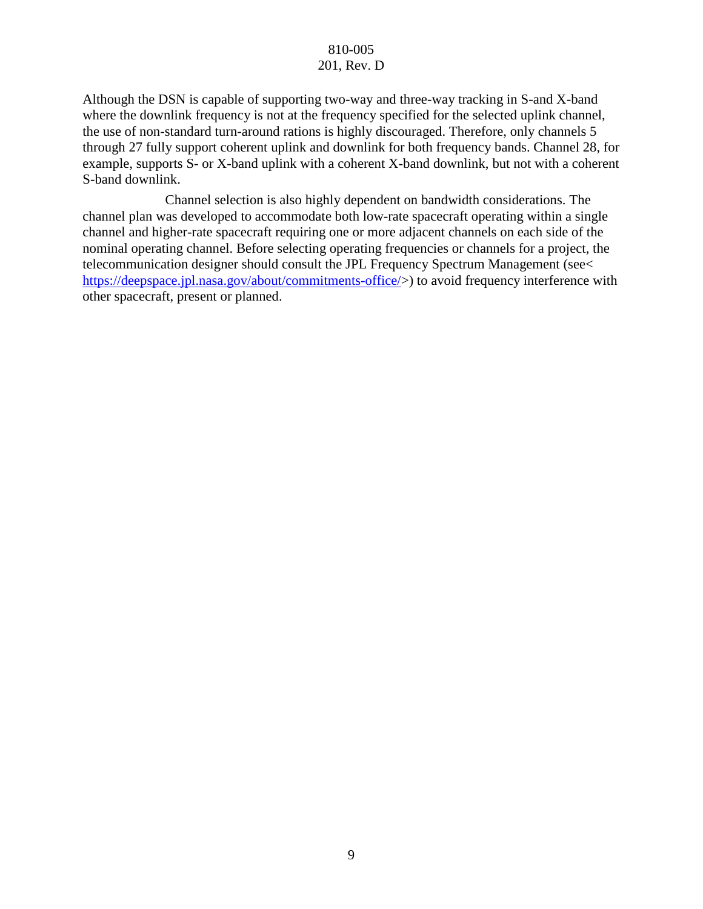Although the DSN is capable of supporting two-way and three-way tracking in S-and X-band where the downlink frequency is not at the frequency specified for the selected uplink channel, the use of non-standard turn-around rations is highly discouraged. Therefore, only channels 5 through 27 fully support coherent uplink and downlink for both frequency bands. Channel 28, for example, supports S- or X-band uplink with a coherent X-band downlink, but not with a coherent S-band downlink.

Channel selection is also highly dependent on bandwidth considerations. The channel plan was developed to accommodate both low-rate spacecraft operating within a single channel and higher-rate spacecraft requiring one or more adjacent channels on each side of the nominal operating channel. Before selecting operating frequencies or channels for a project, the telecommunication designer should consult the JPL Frequency Spectrum Management (see< https://deepspace.jpl.nasa.gov/about/commitments-office/>) to avoid frequency interference with other spacecraft, present or planned.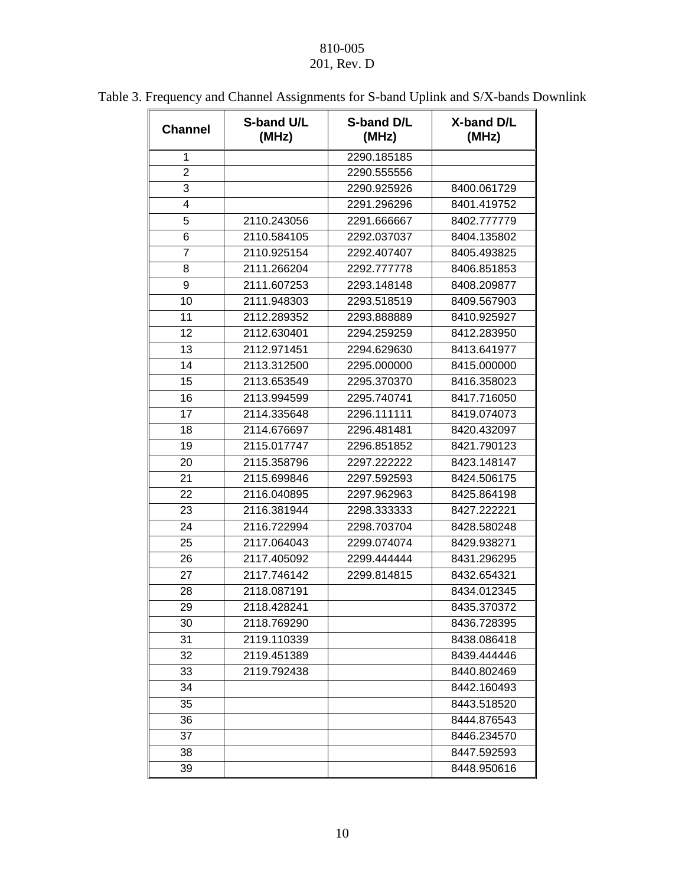Table 3. Frequency and Channel Assignments for S-band Uplink and S/X-bands Downlink

| Channel | S-band U/L (MHz) | S-band D/L (MHz) | X-band D/L (MHz) |
|---|---|---|---|
| 1 | | 2290.185185 | |
| 2 | | 2290.555556 | |
| 3 | | 2290.925926 | 8400.061729 |
| 4 | | 2291.296296 | 8401.419752 |
| 5 | 2110.243056 | 2291.666667 | 8402.777779 |
| 6 | 2110.584105 | 2292.037037 | 8404.135802 |
| 7 | 2110.925154 | 2292.407407 | 8405.493825 |
| 8 | 2111.266204 | 2292.777778 | 8406.851853 |
| 9 | 2111.607253 | 2293.148148 | 8408.209877 |
| 10 | 2111.948303 | 2293.518519 | 8409.567903 |
| 11 | 2112.289352 | 2293.888889 | 8410.925927 |
| 12 | 2112.630401 | 2294.259259 | 8412.283950 |
| 13 | 2112.971451 | 2294.629630 | 8413.641977 |
| 14 | 2113.312500 | 2295.000000 | 8415.000000 |
| 15 | 2113.653549 | 2295.370370 | 8416.358023 |
| 16 | 2113.994599 | 2295.740741 | 8417.716050 |
| 17 | 2114.335648 | 2296.111111 | 8419.074073 |
| 18 | 2114.676697 | 2296.481481 | 8420.432097 |
| 19 | 2115.017747 | 2296.851852 | 8421.790123 |
| 20 | 2115.358796 | 2297.222222 | 8423.148147 |
| 21 | 2115.699846 | 2297.592593 | 8424.506175 |
| 22 | 2116.040895 | 2297.962963 | 8425.864198 |
| 23 | 2116.381944 | 2298.333333 | 8427.222221 |
| 24 | 2116.722994 | 2298.703704 | 8428.580248 |
| 25 | 2117.064043 | 2299.074074 | 8429.938271 |
| 26 | 2117.405092 | 2299.444444 | 8431.296295 |
| 27 | 2117.746142 | 2299.814815 | 8432.654321 |
| 28 | 2118.087191 | | 8434.012345 |
| 29 | 2118.428241 | | 8435.370372 |
| 30 | 2118.769290 | | 8436.728395 |
| 31 | 2119.110339 | | 8438.086418 |
| 32 | 2119.451389 | | 8439.444446 |
| 33 | 2119.792438 | | 8440.802469 |
| 34 | | | 8442.160493 |
| 35 | | | 8443.518520 |
| 36 | | | 8444.876543 |
| 37 | | | 8446.234570 |
| 38 | | | 8447.592593 |
| 39 | | | 8448.950616 |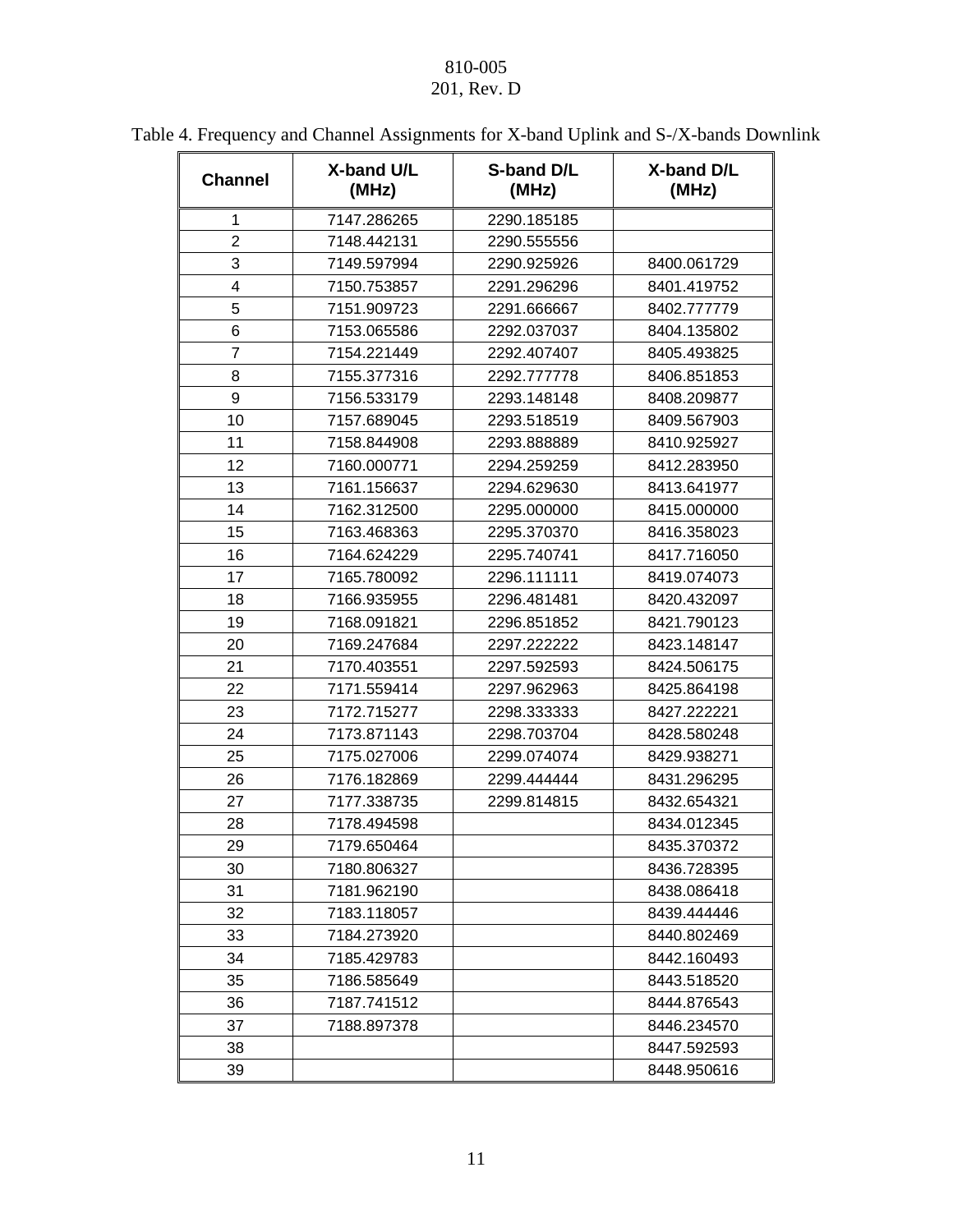Table 4. Frequency and Channel Assignments for X-band Uplink and S-/X-bands Downlink

| Channel | X-band U/L (MHz) | S-band D/L (MHz) | X-band D/L (MHz) |
|---|---|---|---|
| 1 | 7147.286265 | 2290.185185 | |
| 2 | 7148.442131 | 2290.555556 | |
| 3 | 7149.597994 | 2290.925926 | 8400.061729 |
| 4 | 7150.753857 | 2291.296296 | 8401.419752 |
| 5 | 7151.909723 | 2291.666667 | 8402.777779 |
| 6 | 7153.065586 | 2292.037037 | 8404.135802 |
| 7 | 7154.221449 | 2292.407407 | 8405.493825 |
| 8 | 7155.377316 | 2292.777778 | 8406.851853 |
| 9 | 7156.533179 | 2293.148148 | 8408.209877 |
| 10 | 7157.689045 | 2293.518519 | 8409.567903 |
| 11 | 7158.844908 | 2293.888889 | 8410.925927 |
| 12 | 7160.000771 | 2294.259259 | 8412.283950 |
| 13 | 7161.156637 | 2294.629630 | 8413.641977 |
| 14 | 7162.312500 | 2295.000000 | 8415.000000 |
| 15 | 7163.468363 | 2295.370370 | 8416.358023 |
| 16 | 7164.624229 | 2295.740741 | 8417.716050 |
| 17 | 7165.780092 | 2296.111111 | 8419.074073 |
| 18 | 7166.935955 | 2296.481481 | 8420.432097 |
| 19 | 7168.091821 | 2296.851852 | 8421.790123 |
| 20 | 7169.247684 | 2297.222222 | 8423.148147 |
| 21 | 7170.403551 | 2297.592593 | 8424.506175 |
| 22 | 7171.559414 | 2297.962963 | 8425.864198 |
| 23 | 7172.715277 | 2298.333333 | 8427.222221 |
| 24 | 7173.871143 | 2298.703704 | 8428.580248 |
| 25 | 7175.027006 | 2299.074074 | 8429.938271 |
| 26 | 7176.182869 | 2299.444444 | 8431.296295 |
| 27 | 7177.338735 | 2299.814815 | 8432.654321 |
| 28 | 7178.494598 | | 8434.012345 |
| 29 | 7179.650464 | | 8435.370372 |
| 30 | 7180.806327 | | 8436.728395 |
| 31 | 7181.962190 | | 8438.086418 |
| 32 | 7183.118057 | | 8439.444446 |
| 33 | 7184.273920 | | 8440.802469 |
| 34 | 7185.429783 | | 8442.160493 |
| 35 | 7186.585649 | | 8443.518520 |
| 36 | 7187.741512 | | 8444.876543 |
| 37 | 7188.897378 | | 8446.234570 |
| 38 | | | 8447.592593 |
| 39 | | | 8448.950616 |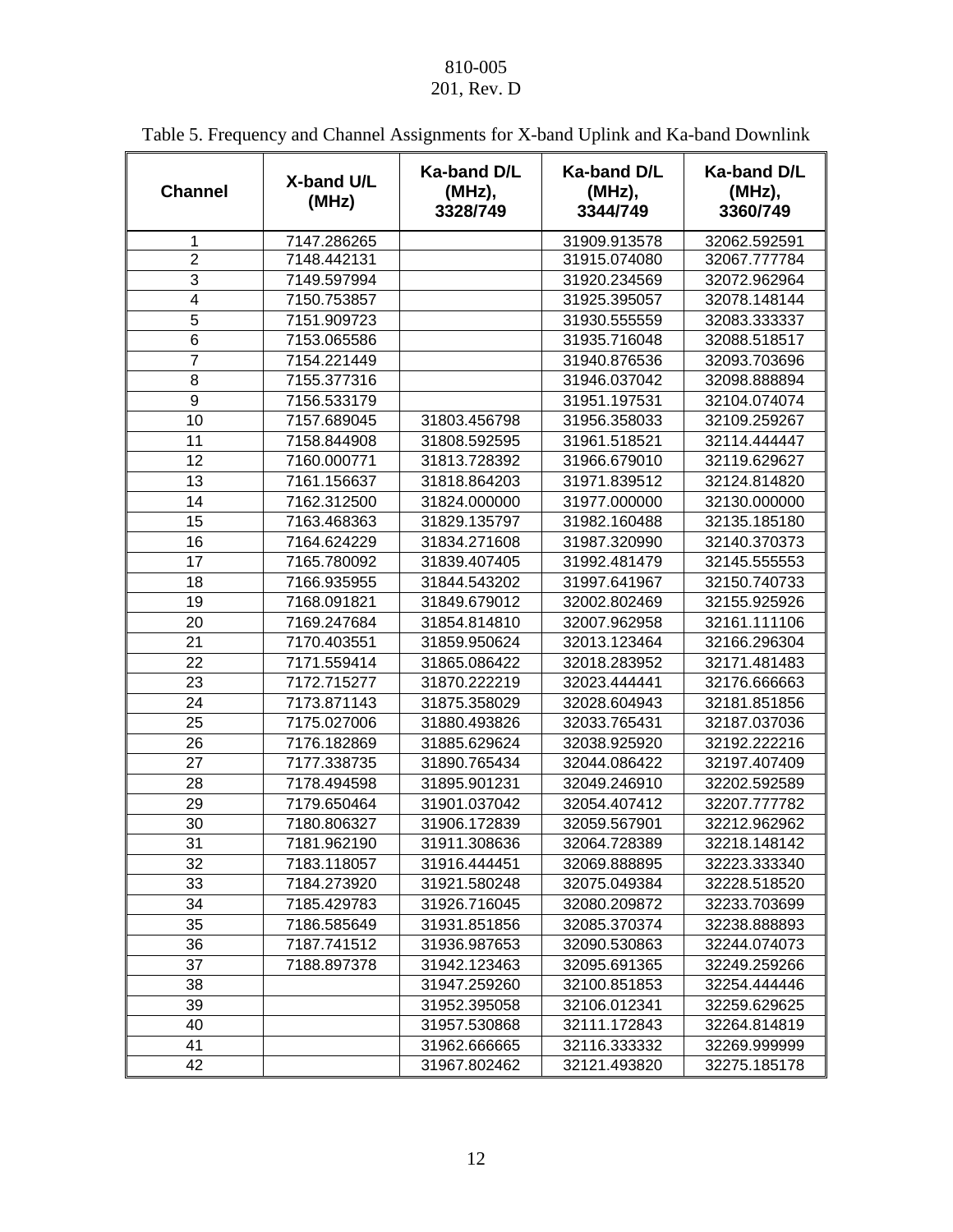Table 5. Frequency and Channel Assignments for X-band Uplink and Ka-band Downlink

| Channel | X-band U/L (MHz) | Ka-band D/L (MHz), 3328/749 | Ka-band D/L (MHz), 3344/749 | Ka-band D/L (MHz), 3360/749 |
|---|---|---|---|---|
| 1 | 7147.286265 | | 31909.913578 | 32062.592591 |
| 2 | 7148.442131 | | 31915.074080 | 32067.777784 |
| 3 | 7149.597994 | | 31920.234569 | 32072.962964 |
| 4 | 7150.753857 | | 31925.395057 | 32078.148144 |
| 5 | 7151.909723 | | 31930.555559 | 32083.333337 |
| 6 | 7153.065586 | | 31935.716048 | 32088.518517 |
| 7 | 7154.221449 | | 31940.876536 | 32093.703696 |
| 8 | 7155.377316 | | 31946.037042 | 32098.888894 |
| 9 | 7156.533179 | | 31951.197531 | 32104.074074 |
| 10 | 7157.689045 | 31803.456798 | 31956.358033 | 32109.259267 |
| 11 | 7158.844908 | 31808.592595 | 31961.518521 | 32114.444447 |
| 12 | 7160.000771 | 31813.728392 | 31966.679010 | 32119.629627 |
| 13 | 7161.156637 | 31818.864203 | 31971.839512 | 32124.814820 |
| 14 | 7162.312500 | 31824.000000 | 31977.000000 | 32130.000000 |
| 15 | 7163.468363 | 31829.135797 | 31982.160488 | 32135.185180 |
| 16 | 7164.624229 | 31834.271608 | 31987.320990 | 32140.370373 |
| 17 | 7165.780092 | 31839.407405 | 31992.481479 | 32145.555553 |
| 18 | 7166.935955 | 31844.543202 | 31997.641967 | 32150.740733 |
| 19 | 7168.091821 | 31849.679012 | 32002.802469 | 32155.925926 |
| 20 | 7169.247684 | 31854.814810 | 32007.962958 | 32161.111106 |
| 21 | 7170.403551 | 31859.950624 | 32013.123464 | 32166.296304 |
| 22 | 7171.559414 | 31865.086422 | 32018.283952 | 32171.481483 |
| 23 | 7172.715277 | 31870.222219 | 32023.444441 | 32176.666663 |
| 24 | 7173.871143 | 31875.358029 | 32028.604943 | 32181.851856 |
| 25 | 7175.027006 | 31880.493826 | 32033.765431 | 32187.037036 |
| 26 | 7176.182869 | 31885.629624 | 32038.925920 | 32192.222216 |
| 27 | 7177.338735 | 31890.765434 | 32044.086422 | 32197.407409 |
| 28 | 7178.494598 | 31895.901231 | 32049.246910 | 32202.592589 |
| 29 | 7179.650464 | 31901.037042 | 32054.407412 | 32207.777782 |
| 30 | 7180.806327 | 31906.172839 | 32059.567901 | 32212.962962 |
| 31 | 7181.962190 | 31911.308636 | 32064.728389 | 32218.148142 |
| 32 | 7183.118057 | 31916.444451 | 32069.888895 | 32223.333340 |
| 33 | 7184.273920 | 31921.580248 | 32075.049384 | 32228.518520 |
| 34 | 7185.429783 | 31926.716045 | 32080.209872 | 32233.703699 |
| 35 | 7186.585649 | 31931.851856 | 32085.370374 | 32238.888893 |
| 36 | 7187.741512 | 31936.987653 | 32090.530863 | 32244.074073 |
| 37 | 7188.897378 | 31942.123463 | 32095.691365 | 32249.259266 |
| 38 | | 31947.259260 | 32100.851853 | 32254.444446 |
| 39 | | 31952.395058 | 32106.012341 | 32259.629625 |
| 40 | | 31957.530868 | 32111.172843 | 32264.814819 |
| 41 | | 31962.666665 | 32116.333332 | 32269.999999 |
| 42 | | 31967.802462 | 32121.493820 | 32275.185178 |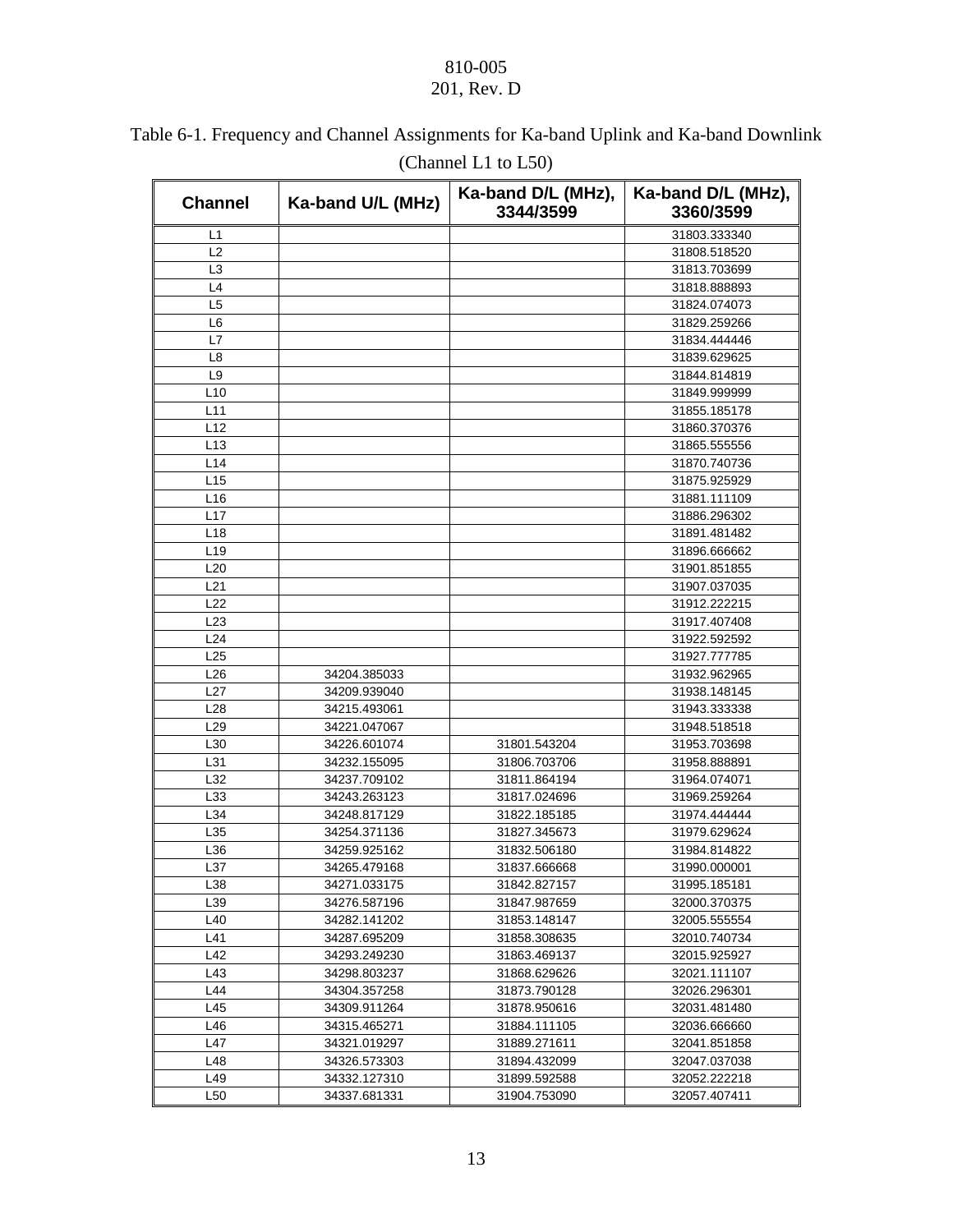Table 6-1. Frequency and Channel Assignments for Ka-band Uplink and Ka-band Downlink (Channel L1 to L50)

| Channel | Ka-band U/L (MHz) | Ka-band D/L (MHz), 3344/3599 | Ka-band D/L (MHz), 3360/3599 |
|---|---|---|---|
| L1 | | | 31803.333340 |
| L2 | | | 31808.518520 |
| L3 | | | 31813.703699 |
| L4 | | | 31818.888893 |
| L5 | | | 31824.074073 |
| L6 | | | 31829.259266 |
| L7 | | | 31834.444446 |
| L8 | | | 31839.629625 |
| L9 | | | 31844.814819 |
| L10 | | | 31849.999999 |
| L11 | | | 31855.185178 |
| L12 | | | 31860.370376 |
| L13 | | | 31865.555556 |
| L14 | | | 31870.740736 |
| L15 | | | 31875.925929 |
| L16 | | | 31881.111109 |
| L17 | | | 31886.296302 |
| L18 | | | 31891.481482 |
| L19 | | | 31896.666662 |
| L20 | | | 31901.851855 |
| L21 | | | 31907.037035 |
| L22 | | | 31912.222215 |
| L23 | | | 31917.407408 |
| L24 | | | 31922.592592 |
| L25 | | | 31927.777785 |
| L26 | 34204.385033 | | 31932.962965 |
| L27 | 34209.939040 | | 31938.148145 |
| L28 | 34215.493061 | | 31943.333338 |
| L29 | 34221.047067 | | 31948.518518 |
| L30 | 34226.601074 | 31801.543204 | 31953.703698 |
| L31 | 34232.155095 | 31806.703706 | 31958.888891 |
| L32 | 34237.709102 | 31811.864194 | 31964.074071 |
| L33 | 34243.263123 | 31817.024696 | 31969.259264 |
| L34 | 34248.817129 | 31822.185185 | 31974.444444 |
| L35 | 34254.371136 | 31827.345673 | 31979.629624 |
| L36 | 34259.925162 | 31832.506180 | 31984.814822 |
| L37 | 34265.479168 | 31837.666668 | 31990.000001 |
| L38 | 34271.033175 | 31842.827157 | 31995.185181 |
| L39 | 34276.587196 | 31847.987659 | 32000.370375 |
| L40 | 34282.141202 | 31853.148147 | 32005.555554 |
| L41 | 34287.695209 | 31858.308635 | 32010.740734 |
| L42 | 34293.249230 | 31863.469137 | 32015.925927 |
| L43 | 34298.803237 | 31868.629626 | 32021.111107 |
| L44 | 34304.357258 | 31873.790128 | 32026.296301 |
| L45 | 34309.911264 | 31878.950616 | 32031.481480 |
| L46 | 34315.465271 | 31884.111105 | 32036.666660 |
| L47 | 34321.019297 | 31889.271611 | 32041.851858 |
| L48 | 34326.573303 | 31894.432099 | 32047.037038 |
| L49 | 34332.127310 | 31899.592588 | 32052.222218 |
| L50 | 34337.681331 | 31904.753090 | 32057.407411 |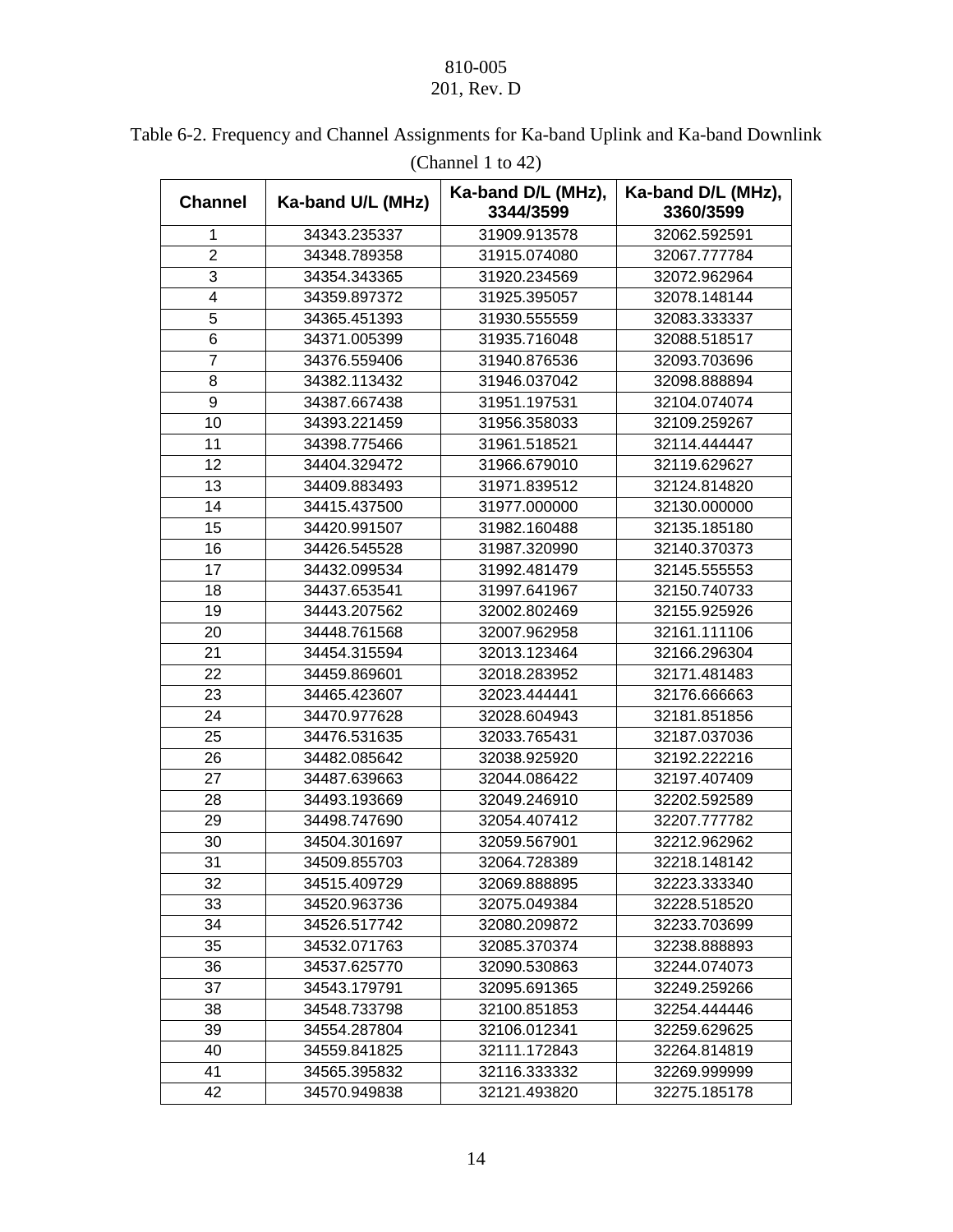Table 6-2. Frequency and Channel Assignments for Ka-band Uplink and Ka-band Downlink (Channel 1 to 42)

| Channel | Ka-band U/L (MHz) | Ka-band D/L (MHz), 3344/3599 | Ka-band D/L (MHz), 3360/3599 |
|---|---|---|---|
| 1 | 34343.235337 | 31909.913578 | 32062.592591 |
| 2 | 34348.789358 | 31915.074080 | 32067.777784 |
| 3 | 34354.343365 | 31920.234569 | 32072.962964 |
| 4 | 34359.897372 | 31925.395057 | 32078.148144 |
| 5 | 34365.451393 | 31930.555559 | 32083.333337 |
| 6 | 34371.005399 | 31935.716048 | 32088.518517 |
| 7 | 34376.559406 | 31940.876536 | 32093.703696 |
| 8 | 34382.113432 | 31946.037042 | 32098.888894 |
| 9 | 34387.667438 | 31951.197531 | 32104.074074 |
| 10 | 34393.221459 | 31956.358033 | 32109.259267 |
| 11 | 34398.775466 | 31961.518521 | 32114.444447 |
| 12 | 34404.329472 | 31966.679010 | 32119.629627 |
| 13 | 34409.883493 | 31971.839512 | 32124.814820 |
| 14 | 34415.437500 | 31977.000000 | 32130.000000 |
| 15 | 34420.991507 | 31982.160488 | 32135.185180 |
| 16 | 34426.545528 | 31987.320990 | 32140.370373 |
| 17 | 34432.099534 | 31992.481479 | 32145.555553 |
| 18 | 34437.653541 | 31997.641967 | 32150.740733 |
| 19 | 34443.207562 | 32002.802469 | 32155.925926 |
| 20 | 34448.761568 | 32007.962958 | 32161.111106 |
| 21 | 34454.315594 | 32013.123464 | 32166.296304 |
| 22 | 34459.869601 | 32018.283952 | 32171.481483 |
| 23 | 34465.423607 | 32023.444441 | 32176.666663 |
| 24 | 34470.977628 | 32028.604943 | 32181.851856 |
| 25 | 34476.531635 | 32033.765431 | 32187.037036 |
| 26 | 34482.085642 | 32038.925920 | 32192.222216 |
| 27 | 34487.639663 | 32044.086422 | 32197.407409 |
| 28 | 34493.193669 | 32049.246910 | 32202.592589 |
| 29 | 34498.747690 | 32054.407412 | 32207.777782 |
| 30 | 34504.301697 | 32059.567901 | 32212.962962 |
| 31 | 34509.855703 | 32064.728389 | 32218.148142 |
| 32 | 34515.409729 | 32069.888895 | 32223.333340 |
| 33 | 34520.963736 | 32075.049384 | 32228.518520 |
| 34 | 34526.517742 | 32080.209872 | 32233.703699 |
| 35 | 34532.071763 | 32085.370374 | 32238.888893 |
| 36 | 34537.625770 | 32090.530863 | 32244.074073 |
| 37 | 34543.179791 | 32095.691365 | 32249.259266 |
| 38 | 34548.733798 | 32100.851853 | 32254.444446 |
| 39 | 34554.287804 | 32106.012341 | 32259.629625 |
| 40 | 34559.841825 | 32111.172843 | 32264.814819 |
| 41 | 34565.395832 | 32116.333332 | 32269.999999 |
| 42 | 34570.949838 | 32121.493820 | 32275.185178 |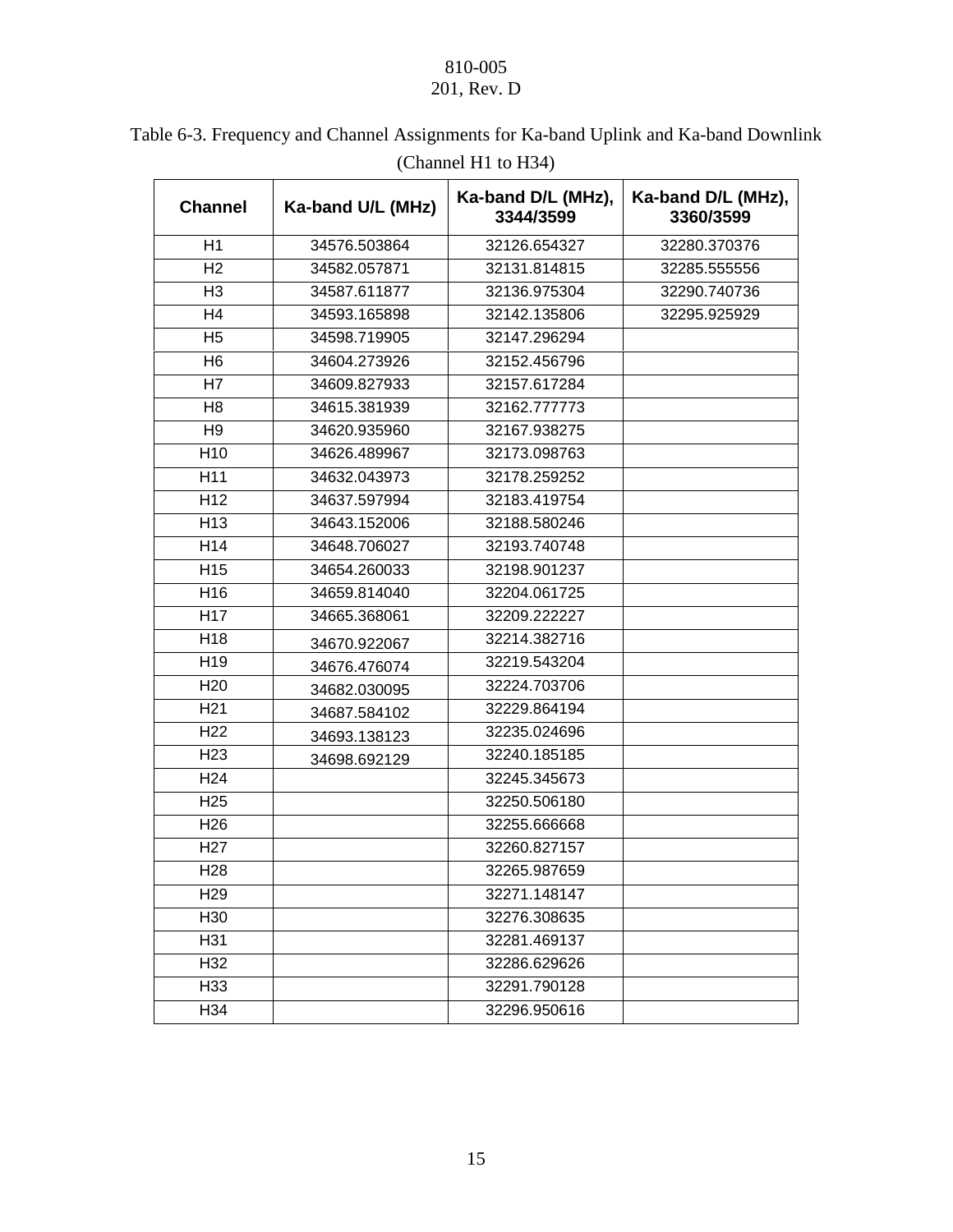Table 6-3. Frequency and Channel Assignments for Ka-band Uplink and Ka-band Downlink (Channel H1 to H34)

| Channel | Ka-band U/L (MHz) | Ka-band D/L (MHz), 3344/3599 | Ka-band D/L (MHz), 3360/3599 |
|---|---|---|---|
| H1 | 34576.503864 | 32126.654327 | 32280.370376 |
| H2 | 34582.057871 | 32131.814815 | 32285.555556 |
| H3 | 34587.611877 | 32136.975304 | 32290.740736 |
| H4 | 34593.165898 | 32142.135806 | 32295.925929 |
| H5 | 34598.719905 | 32147.296294 | |
| H6 | 34604.273926 | 32152.456796 | |
| H7 | 34609.827933 | 32157.617284 | |
| H8 | 34615.381939 | 32162.777773 | |
| H9 | 34620.935960 | 32167.938275 | |
| H10 | 34626.489967 | 32173.098763 | |
| H11 | 34632.043973 | 32178.259252 | |
| H12 | 34637.597994 | 32183.419754 | |
| H13 | 34643.152006 | 32188.580246 | |
| H14 | 34648.706027 | 32193.740748 | |
| H15 | 34654.260033 | 32198.901237 | |
| H16 | 34659.814040 | 32204.061725 | |
| H17 | 34665.368061 | 32209.222227 | |
| H18 | 34670.922067 | 32214.382716 | |
| H19 | 34676.476074 | 32219.543204 | |
| H20 | 34682.030095 | 32224.703706 | |
| H21 | 34687.584102 | 32229.864194 | |
| H22 | 34693.138123 | 32235.024696 | |
| H23 | 34698.692129 | 32240.185185 | |
| H24 | | 32245.345673 | |
| H25 | | 32250.506180 | |
| H26 | | 32255.666668 | |
| H27 | | 32260.827157 | |
| H28 | | 32265.987659 | |
| H29 | | 32271.148147 | |
| H30 | | 32276.308635 | |
| H31 | | 32281.469137 | |
| H32 | | 32286.629626 | |
| H33 | | 32291.790128 | |
| H34 | | 32296.950616 | |